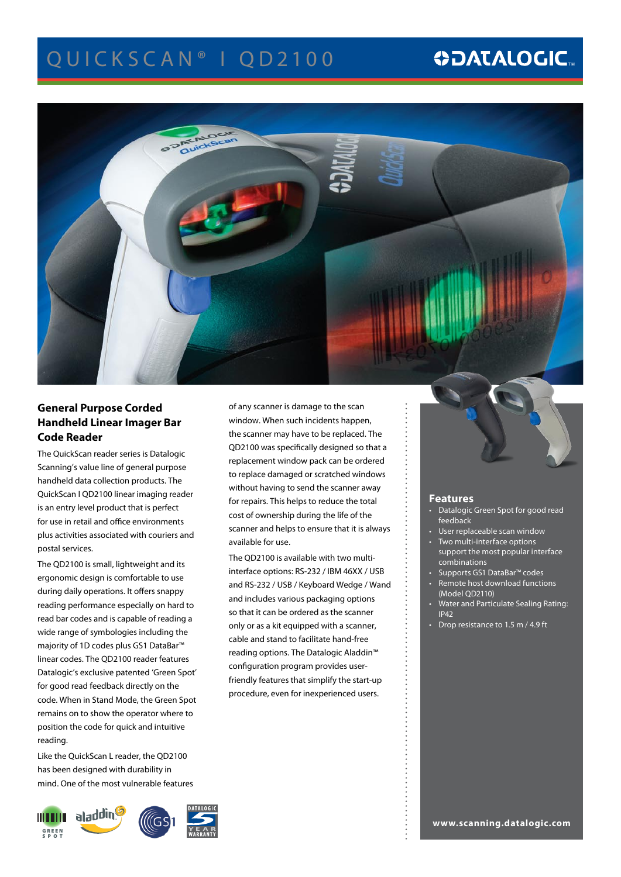# QUICKSCAN® I QD2100

## General Purpose Corded Handheld Linear Imager Bar Code Reader

The QuickScan reader series is Datalogic Scanning's value line of general purpose handheld data collection products. The QuickScan I QD2100 linear imaging reader is an entry level product that is perfect for use in retail and office environments plus activities associated with couriers and postal services.

The QD2100 is small, lightweight and its ergonomic design is comfortable to use during daily operations. It offers snappy reading performance especially on hard to read bar codes and is capable of reading a wide range of symbologies including the majority of 1D codes plus GS1 DataBar™ linear codes. The QD2100 reader features Datalogic's exclusive patented 'Green Spot' for good read feedback directly on the code. When in Stand Mode, the Green Spot remains on to show the operator where to position the code for quick and intuitive reading.

Like the QuickScan L reader, the QD2100 has been designed with durability in mind. One of the most vulnerable features of any scanner is damage to the scan window. When such incidents happen, the scanner may have to be replaced. The QD2100 was specifically designed so that a replacement window pack can be ordered to replace damaged or scratched windows without having to send the scanner away for repairs. This helps to reduce the total cost of ownership during the life of the scanner and helps to ensure that it is always available for use.

The QD2100 is available with two multi-interface options: RS-232 / IBM 46XX / USB and RS-232 / USB / Keyboard Wedge / Wand and includes various packaging options so that it can be ordered as the scanner only or as a kit equipped with a scanner, cable and stand to facilitate hand-free reading options. The Datalogic Aladdin™ configuration program provides user-friendly features that simplify the start-up procedure, even for inexperienced users.

### Features

- Datalogic Green Spot for good read feedback
- User replaceable scan window
- Two multi-interface options support the most popular interface combinations
- Supports GS1 DataBar™ codes
- Remote host download functions (Model QD2110)
- Water and Particulate Sealing Rating: IP42
- Drop resistance to 1.5 m / 4.9 ft

www.scanning.datalogic.com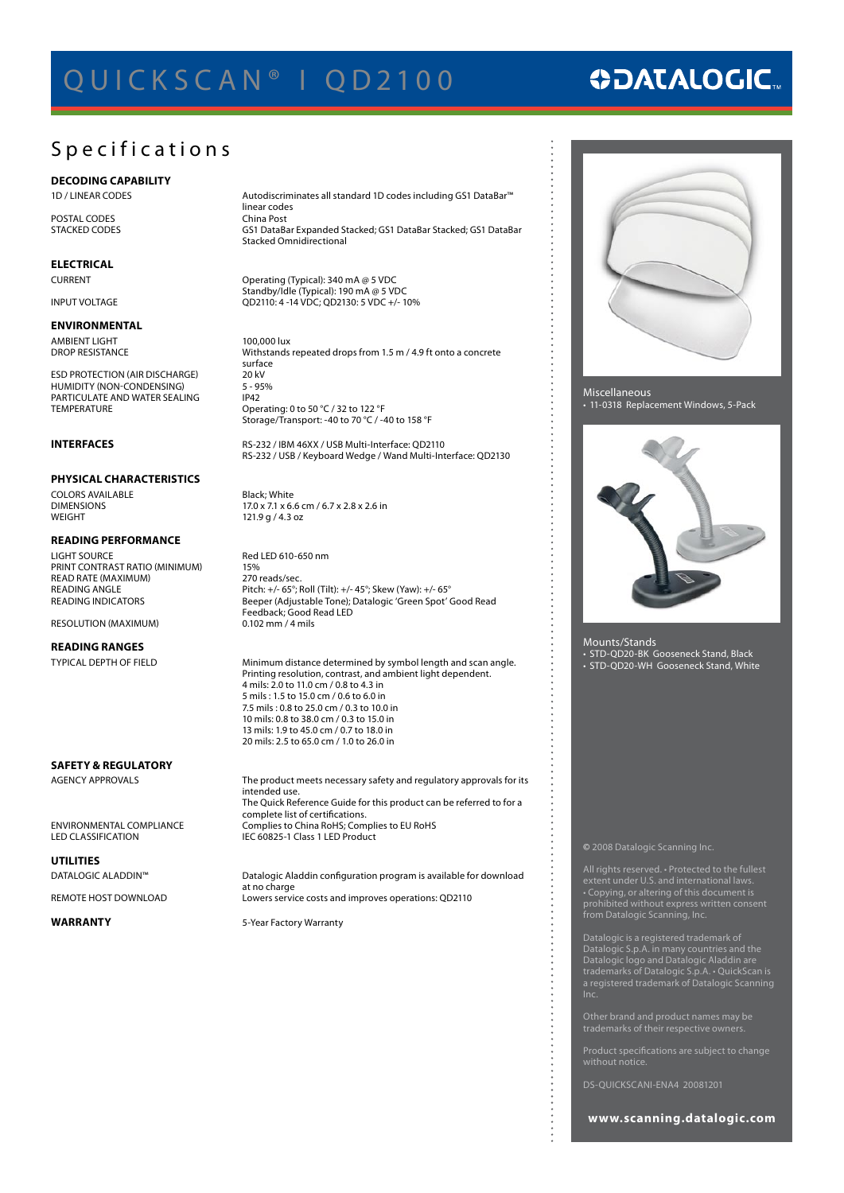# QUICKSCAN® I QD2100

DATALOGIC

## Specifications

| | |
|---|---|
| **DECODING CAPABILITY** | |
| 1D / LINEAR CODES | Autodiscriminates all standard 1D codes including GS1 DataBar™ linear codes |
| POSTAL CODES | China Post |
| STACKED CODES | GS1 DataBar Expanded Stacked; GS1 DataBar Stacked; GS1 DataBar Stacked Omnidirectional |
| **ELECTRICAL** | |
| CURRENT | Operating (Typical): 340 mA @ 5 VDC<br>Standby/Idle (Typical): 190 mA @ 5 VDC |
| INPUT VOLTAGE | QD2110: 4 -14 VDC; QD2130: 5 VDC +/- 10% |
| **ENVIRONMENTAL** | |
| AMBIENT LIGHT | 100,000 lux |
| DROP RESISTANCE | Withstands repeated drops from 1.5 m / 4.9 ft onto a concrete surface |
| ESD PROTECTION (AIR DISCHARGE) | 20 kV |
| HUMIDITY (NON-CONDENSING) | 5 - 95% |
| PARTICULATE AND WATER SEALING | IP42 |
| TEMPERATURE | Operating: 0 to 50 °C / 32 to 122 °F<br>Storage/Transport: -40 to 70 °C / -40 to 158 °F |
| **INTERFACES** | RS-232 / IBM 46XX / USB Multi-Interface: QD2110<br>RS-232 / USB / Keyboard Wedge / Wand Multi-Interface: QD2130 |
| **PHYSICAL CHARACTERISTICS** | |
| COLORS AVAILABLE | Black; White |
| DIMENSIONS | 17.0 x 7.1 x 6.6 cm / 6.7 x 2.8 x 2.6 in |
| WEIGHT | 121.9 g / 4.3 oz |
| **READING PERFORMANCE** | |
| LIGHT SOURCE | Red LED 610-650 nm |
| PRINT CONTRAST RATIO (MINIMUM) | 15% |
| READ RATE (MAXIMUM) | 270 reads/sec. |
| READING ANGLE | Pitch: +/- 65°; Roll (Tilt): +/- 45°; Skew (Yaw): +/- 65° |
| READING INDICATORS | Beeper (Adjustable Tone); Datalogic 'Green Spot' Good Read Feedback; Good Read LED |
| RESOLUTION (MAXIMUM) | 0.102 mm / 4 mils |
| **READING RANGES** | |
| TYPICAL DEPTH OF FIELD | Minimum distance determined by symbol length and scan angle. Printing resolution, contrast, and ambient light dependent.<br>4 mils: 2.0 to 11.0 cm / 0.8 to 4.3 in<br>5 mils : 1.5 to 15.0 cm / 0.6 to 6.0 in<br>7.5 mils : 0.8 to 25.0 cm / 0.3 to 10.0 in<br>10 mils: 0.8 to 38.0 cm / 0.3 to 15.0 in<br>13 mils: 1.9 to 45.0 cm / 0.7 to 18.0 in<br>20 mils: 2.5 to 65.0 cm / 1.0 to 26.0 in |
| **SAFETY & REGULATORY** | |
| AGENCY APPROVALS | The product meets necessary safety and regulatory approvals for its intended use.<br>The Quick Reference Guide for this product can be referred to for a complete list of certifications. |
| ENVIRONMENTAL COMPLIANCE | Complies to China RoHS; Complies to EU RoHS |
| LED CLASSIFICATION | IEC 60825-1 Class 1 LED Product |
| **UTILITIES** | |
| DATALOGIC ALADDIN™ | Datalogic Aladdin configuration program is available for download at no charge |
| REMOTE HOST DOWNLOAD | Lowers service costs and improves operations: QD2110 |
| **WARRANTY** | 5-Year Factory Warranty |

Miscellaneous
- 11-0318 Replacement Windows, 5-Pack

Mounts/Stands
- STD-QD20-BK Gooseneck Stand, Black
- STD-QD20-WH Gooseneck Stand, White

© 2008 Datalogic Scanning Inc.

All rights reserved. • Protected to the fullest extent under U.S. and international laws. • Copying, or altering of this document is prohibited without express written consent from Datalogic Scanning, Inc.

Datalogic is a registered trademark of Datalogic S.p.A. in many countries and the Datalogic logo and Datalogic Aladdin are trademarks of Datalogic S.p.A. • QuickScan is a registered trademark of Datalogic Scanning Inc.

Other brand and product names may be trademarks of their respective owners.

Product specifications are subject to change without notice.

DS-QUICKSCANI-ENA4 20081201

**www.scanning.datalogic.com**